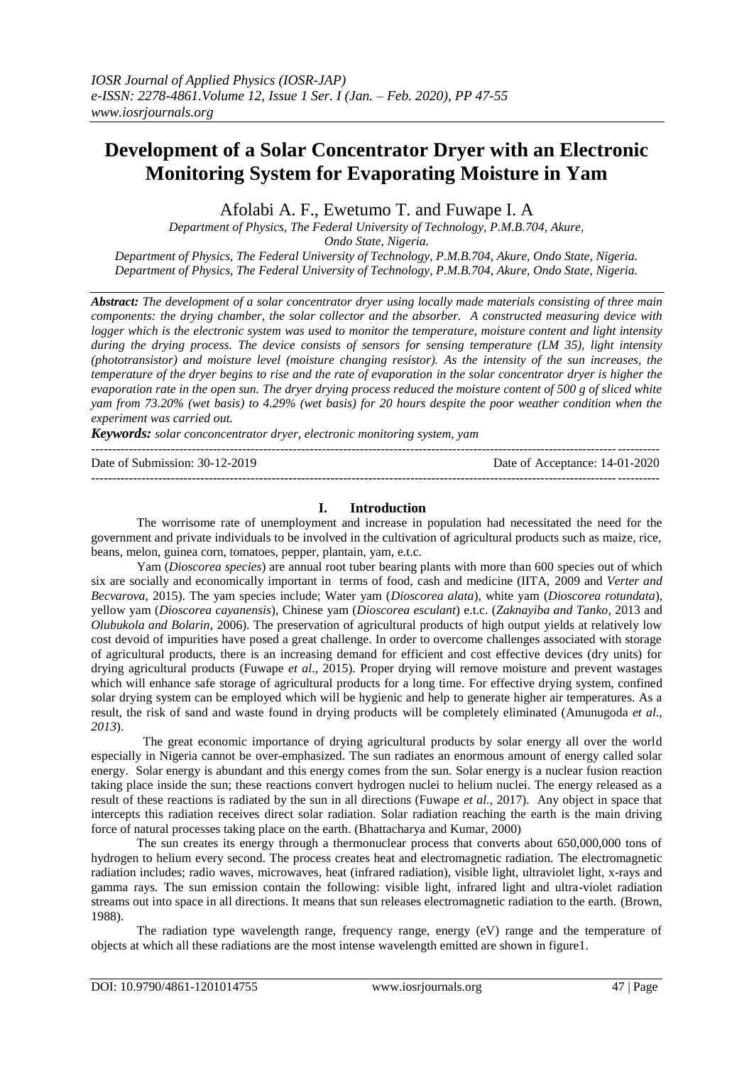# Development of a Solar Concentrator Dryer with an Electronic Monitoring System for Evaporating Moisture in Yam

Afolabi A. F., Ewetumo T. and Fuwape I. A

*Department of Physics, The Federal University of Technology, P.M.B.704, Akure, Ondo State, Nigeria.*
*Department of Physics, The Federal University of Technology, P.M.B.704, Akure, Ondo State, Nigeria.*
*Department of Physics, The Federal University of Technology, P.M.B.704, Akure, Ondo State, Nigeria.*

***Abstract:*** *The development of a solar concentrator dryer using locally made materials consisting of three main components: the drying chamber, the solar collector and the absorber. A constructed measuring device with logger which is the electronic system was used to monitor the temperature, moisture content and light intensity during the drying process. The device consists of sensors for sensing temperature (LM 35), light intensity (phototransistor) and moisture level (moisture changing resistor). As the intensity of the sun increases, the temperature of the dryer begins to rise and the rate of evaporation in the solar concentrator dryer is higher the evaporation rate in the open sun. The dryer drying process reduced the moisture content of 500 g of sliced white yam from 73.20% (wet basis) to 4.29% (wet basis) for 20 hours despite the poor weather condition when the experiment was carried out.*

***Keywords:*** *solar conconcentrator dryer, electronic monitoring system, yam*

Date of Submission: 30-12-2019 | Date of Acceptance: 14-01-2020

## I. Introduction

The worrisome rate of unemployment and increase in population had necessitated the need for the government and private individuals to be involved in the cultivation of agricultural products such as maize, rice, beans, melon, guinea corn, tomatoes, pepper, plantain, yam, e.t.c.

Yam (*Dioscorea species*) are annual root tuber bearing plants with more than 600 species out of which six are socially and economically important in terms of food, cash and medicine (IITA, 2009 and *Verter and Becvarova*, 2015). The yam species include; Water yam (*Dioscorea alata*), white yam (*Dioscorea rotundata*), yellow yam (*Dioscorea cayanensis*), Chinese yam (*Dioscorea esculant*) e.t.c. (*Zaknayiba and Tanko,* 2013 and *Olubukola and Bolarin*, 2006). The preservation of agricultural products of high output yields at relatively low cost devoid of impurities have posed a great challenge. In order to overcome challenges associated with storage of agricultural products, there is an increasing demand for efficient and cost effective devices (dry units) for drying agricultural products (Fuwape *et al*., 2015). Proper drying will remove moisture and prevent wastages which will enhance safe storage of agricultural products for a long time. For effective drying system, confined solar drying system can be employed which will be hygienic and help to generate higher air temperatures. As a result, the risk of sand and waste found in drying products will be completely eliminated (Amunugoda *et al., 2013*).

The great economic importance of drying agricultural products by solar energy all over the world especially in Nigeria cannot be over-emphasized. The sun radiates an enormous amount of energy called solar energy. Solar energy is abundant and this energy comes from the sun. Solar energy is a nuclear fusion reaction taking place inside the sun; these reactions convert hydrogen nuclei to helium nuclei. The energy released as a result of these reactions is radiated by the sun in all directions (Fuwape *et al.*, 2017). Any object in space that intercepts this radiation receives direct solar radiation. Solar radiation reaching the earth is the main driving force of natural processes taking place on the earth. (Bhattacharya and Kumar, 2000)

The sun creates its energy through a thermonuclear process that converts about 650,000,000 tons of hydrogen to helium every second. The process creates heat and electromagnetic radiation. The electromagnetic radiation includes; radio waves, microwaves, heat (infrared radiation), visible light, ultraviolet light, x-rays and gamma rays. The sun emission contain the following: visible light, infrared light and ultra-violet radiation streams out into space in all directions. It means that sun releases electromagnetic radiation to the earth. (Brown, 1988).

The radiation type wavelength range, frequency range, energy (eV) range and the temperature of objects at which all these radiations are the most intense wavelength emitted are shown in figure1.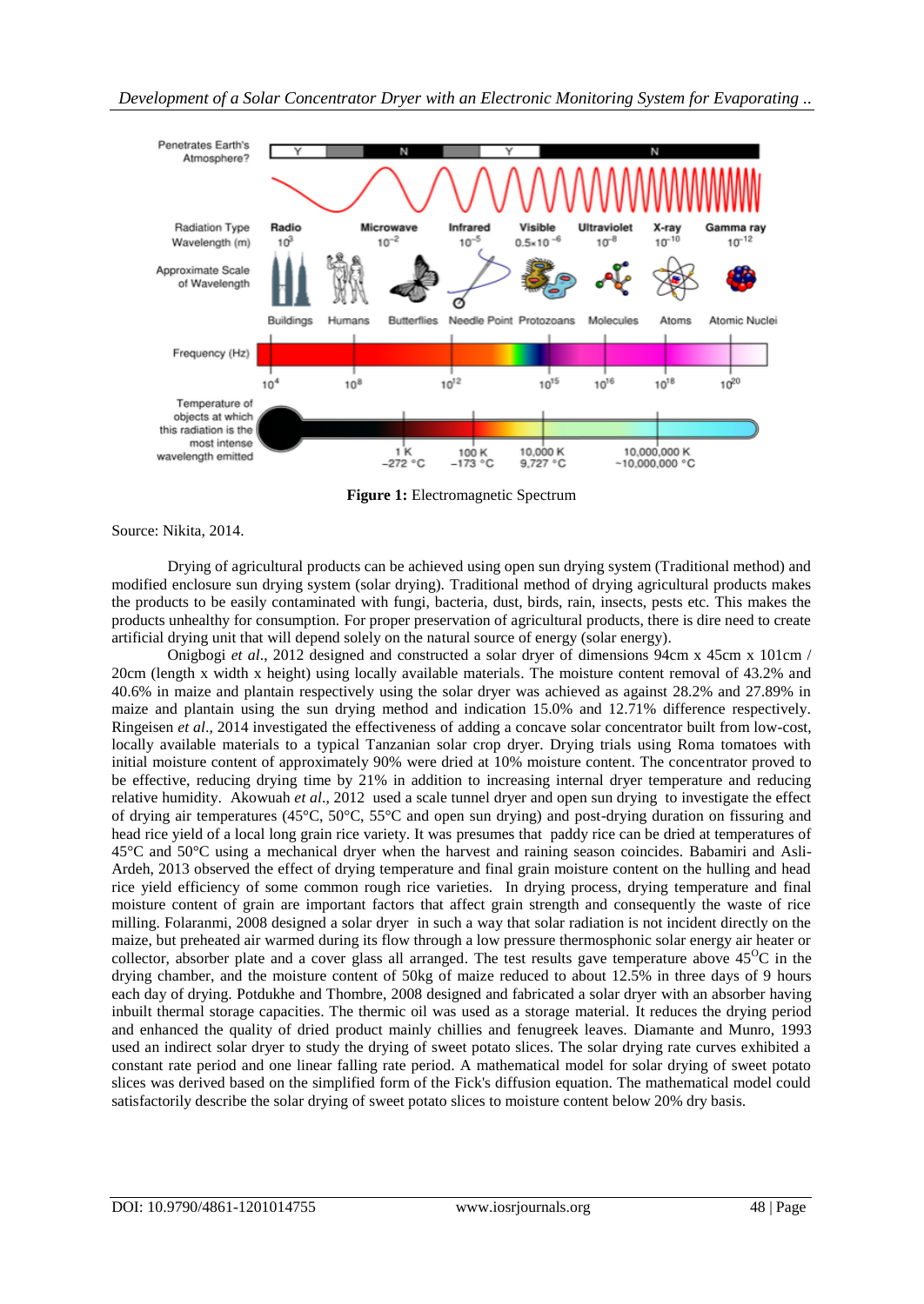**Figure 1:** Electromagnetic Spectrum

Source: Nikita, 2014.

Drying of agricultural products can be achieved using open sun drying system (Traditional method) and modified enclosure sun drying system (solar drying). Traditional method of drying agricultural products makes the products to be easily contaminated with fungi, bacteria, dust, birds, rain, insects, pests etc. This makes the products unhealthy for consumption. For proper preservation of agricultural products, there is dire need to create artificial drying unit that will depend solely on the natural source of energy (solar energy).

Onigbogi *et al*., 2012 designed and constructed a solar dryer of dimensions 94cm x 45cm x 101cm / 20cm (length x width x height) using locally available materials. The moisture content removal of 43.2% and 40.6% in maize and plantain respectively using the solar dryer was achieved as against 28.2% and 27.89% in maize and plantain using the sun drying method and indication 15.0% and 12.71% difference respectively. Ringeisen *et al*., 2014 investigated the effectiveness of adding a concave solar concentrator built from low-cost, locally available materials to a typical Tanzanian solar crop dryer. Drying trials using Roma tomatoes with initial moisture content of approximately 90% were dried at 10% moisture content. The concentrator proved to be effective, reducing drying time by 21% in addition to increasing internal dryer temperature and reducing relative humidity. Akowuah *et al*., 2012 used a scale tunnel dryer and open sun drying to investigate the effect of drying air temperatures (45°C, 50°C, 55°C and open sun drying) and post-drying duration on fissuring and head rice yield of a local long grain rice variety. It was presumes that paddy rice can be dried at temperatures of 45°C and 50°C using a mechanical dryer when the harvest and raining season coincides. Babamiri and Asli-Ardeh, 2013 observed the effect of drying temperature and final grain moisture content on the hulling and head rice yield efficiency of some common rough rice varieties. In drying process, drying temperature and final moisture content of grain are important factors that affect grain strength and consequently the waste of rice milling. Folaranmi, 2008 designed a solar dryer in such a way that solar radiation is not incident directly on the maize, but preheated air warmed during its flow through a low pressure thermosphonic solar energy air heater or collector, absorber plate and a cover glass all arranged. The test results gave temperature above $45^{O}$C in the drying chamber, and the moisture content of 50kg of maize reduced to about 12.5% in three days of 9 hours each day of drying. Potdukhe and Thombre, 2008 designed and fabricated a solar dryer with an absorber having inbuilt thermal storage capacities. The thermic oil was used as a storage material. It reduces the drying period and enhanced the quality of dried product mainly chillies and fenugreek leaves. Diamante and Munro, 1993 used an indirect solar dryer to study the drying of sweet potato slices. The solar drying rate curves exhibited a constant rate period and one linear falling rate period. A mathematical model for solar drying of sweet potato slices was derived based on the simplified form of the Fick's diffusion equation. The mathematical model could satisfactorily describe the solar drying of sweet potato slices to moisture content below 20% dry basis.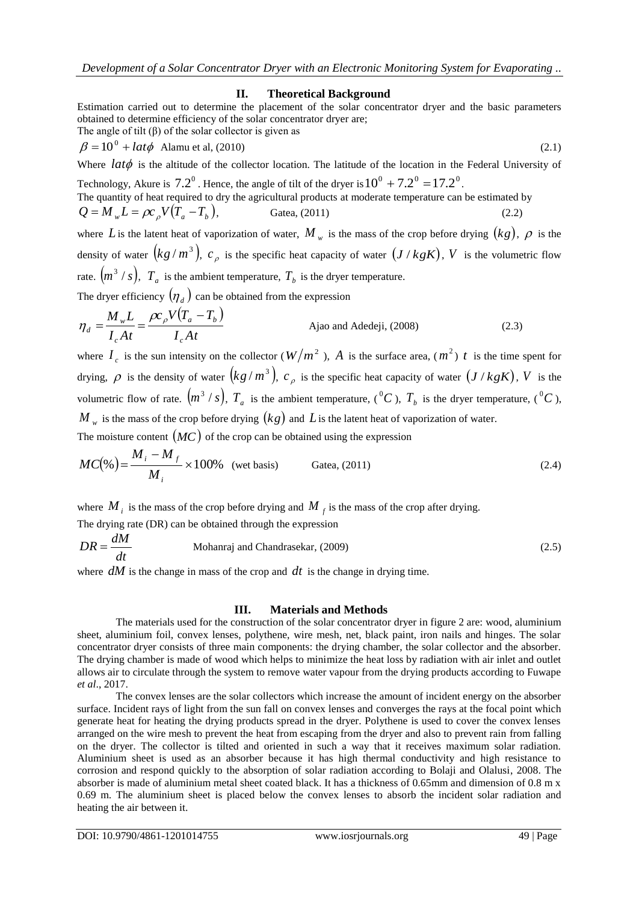## II. Theoretical Background

Estimation carried out to determine the placement of the solar concentrator dryer and the basic parameters obtained to determine efficiency of the solar concentrator dryer are;

The angle of tilt (β) of the solar collector is given as

$$\beta = 10^0 + lat\phi \quad \text{Alamu et al, (2010)} \tag{2.1}$$

Where $lat\phi$ is the altitude of the collector location. The latitude of the location in the Federal University of Technology, Akure is $7.2^0$. Hence, the angle of tilt of the dryer is $10^0 + 7.2^0 = 17.2^0$.

The quantity of heat required to dry the agricultural products at moderate temperature can be estimated by

$$Q = M_w L = \rho c_\rho V(T_a - T_b), \quad \text{Gatea, (2011)} \tag{2.2}$$

where $L$ is the latent heat of vaporization of water, $M_w$ is the mass of the crop before drying $(kg)$, $\rho$ is the density of water $(kg/m^3)$, $c_\rho$ is the specific heat capacity of water $(J/kgK)$, $V$ is the volumetric flow rate. $(m^3/s)$, $T_a$ is the ambient temperature, $T_b$ is the dryer temperature.

The dryer efficiency $(\eta_d)$ can be obtained from the expression

$$\eta_d = \frac{M_w L}{I_c At} = \frac{\rho c_\rho V(T_a - T_b)}{I_c At} \quad \text{Ajao and Adedeji, (2008)} \tag{2.3}$$

where $I_c$ is the sun intensity on the collector ($W/m^2$), $A$ is the surface area, ($m^2$) $t$ is the time spent for drying, $\rho$ is the density of water $(kg/m^3)$, $c_\rho$ is the specific heat capacity of water $(J/kgK)$, $V$ is the volumetric flow of rate. $(m^3/s)$, $T_a$ is the ambient temperature, ($^0C$), $T_b$ is the dryer temperature, ($^0C$), $M_w$ is the mass of the crop before drying $(kg)$ and $L$ is the latent heat of vaporization of water.

The moisture content $(MC)$ of the crop can be obtained using the expression

$$MC(\%) = \frac{M_i - M_f}{M_i} \times 100\% \quad \text{(wet basis)} \quad \text{Gatea, (2011)} \tag{2.4}$$

where $M_i$ is the mass of the crop before drying and $M_f$ is the mass of the crop after drying.

The drying rate (DR) can be obtained through the expression

$$DR = \frac{dM}{dt} \quad \text{Mohanraj and Chandrasekar, (2009)} \tag{2.5}$$

where $dM$ is the change in mass of the crop and $dt$ is the change in drying time.

## III. Materials and Methods

The materials used for the construction of the solar concentrator dryer in figure 2 are: wood, aluminium sheet, aluminium foil, convex lenses, polythene, wire mesh, net, black paint, iron nails and hinges. The solar concentrator dryer consists of three main components: the drying chamber, the solar collector and the absorber. The drying chamber is made of wood which helps to minimize the heat loss by radiation with air inlet and outlet allows air to circulate through the system to remove water vapour from the drying products according to Fuwape *et al*., 2017.

The convex lenses are the solar collectors which increase the amount of incident energy on the absorber surface. Incident rays of light from the sun fall on convex lenses and converges the rays at the focal point which generate heat for heating the drying products spread in the dryer. Polythene is used to cover the convex lenses arranged on the wire mesh to prevent the heat from escaping from the dryer and also to prevent rain from falling on the dryer. The collector is tilted and oriented in such a way that it receives maximum solar radiation. Aluminium sheet is used as an absorber because it has high thermal conductivity and high resistance to corrosion and respond quickly to the absorption of solar radiation according to Bolaji and Olalusi, 2008. The absorber is made of aluminium metal sheet coated black. It has a thickness of 0.65mm and dimension of 0.8 m x 0.69 m. The aluminium sheet is placed below the convex lenses to absorb the incident solar radiation and heating the air between it.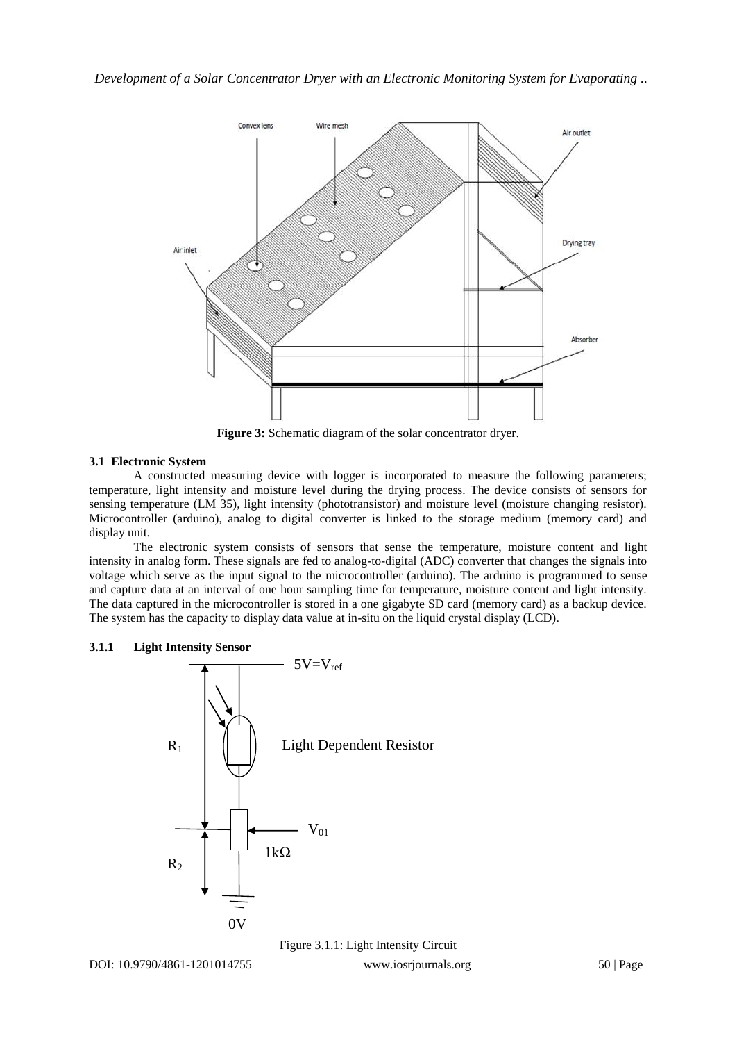Figure 3: Schematic diagram of the solar concentrator dryer.

### 3.1 Electronic System

A constructed measuring device with logger is incorporated to measure the following parameters; temperature, light intensity and moisture level during the drying process. The device consists of sensors for sensing temperature (LM 35), light intensity (phototransistor) and moisture level (moisture changing resistor). Microcontroller (arduino), analog to digital converter is linked to the storage medium (memory card) and display unit.

The electronic system consists of sensors that sense the temperature, moisture content and light intensity in analog form. These signals are fed to analog-to-digital (ADC) converter that changes the signals into voltage which serve as the input signal to the microcontroller (arduino). The arduino is programmed to sense and capture data at an interval of one hour sampling time for temperature, moisture content and light intensity. The data captured in the microcontroller is stored in a one gigabyte SD card (memory card) as a backup device. The system has the capacity to display data value at in-situ on the liquid crystal display (LCD).

#### 3.1.1 Light Intensity Sensor

Figure 3.1.1: Light Intensity Circuit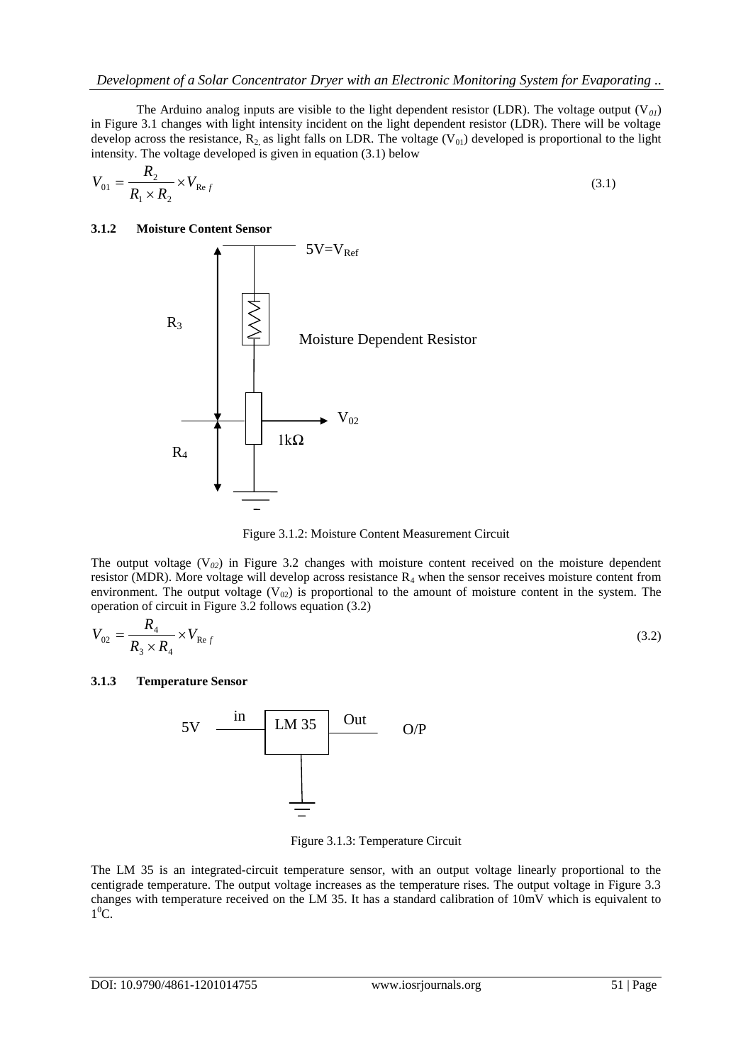The Arduino analog inputs are visible to the light dependent resistor (LDR). The voltage output ($V_{01}$) in Figure 3.1 changes with light intensity incident on the light dependent resistor (LDR). There will be voltage develop across the resistance, $R_2$, as light falls on LDR. The voltage ($V_{01}$) developed is proportional to the light intensity. The voltage developed is given in equation (3.1) below

$$V_{01} = \frac{R_2}{R_1 \times R_2} \times V_{Ref} \tag{3.1}$$

### 3.1.2 Moisture Content Sensor

Figure 3.1.2: Moisture Content Measurement Circuit

The output voltage ($V_{02}$) in Figure 3.2 changes with moisture content received on the moisture dependent resistor (MDR). More voltage will develop across resistance $R_4$ when the sensor receives moisture content from environment. The output voltage ($V_{02}$) is proportional to the amount of moisture content in the system. The operation of circuit in Figure 3.2 follows equation (3.2)

$$V_{02} = \frac{R_4}{R_3 \times R_4} \times V_{Ref} \tag{3.2}$$

### 3.1.3 Temperature Sensor

Figure 3.1.3: Temperature Circuit

The LM 35 is an integrated-circuit temperature sensor, with an output voltage linearly proportional to the centigrade temperature. The output voltage increases as the temperature rises. The output voltage in Figure 3.3 changes with temperature received on the LM 35. It has a standard calibration of 10mV which is equivalent to $1^0$C.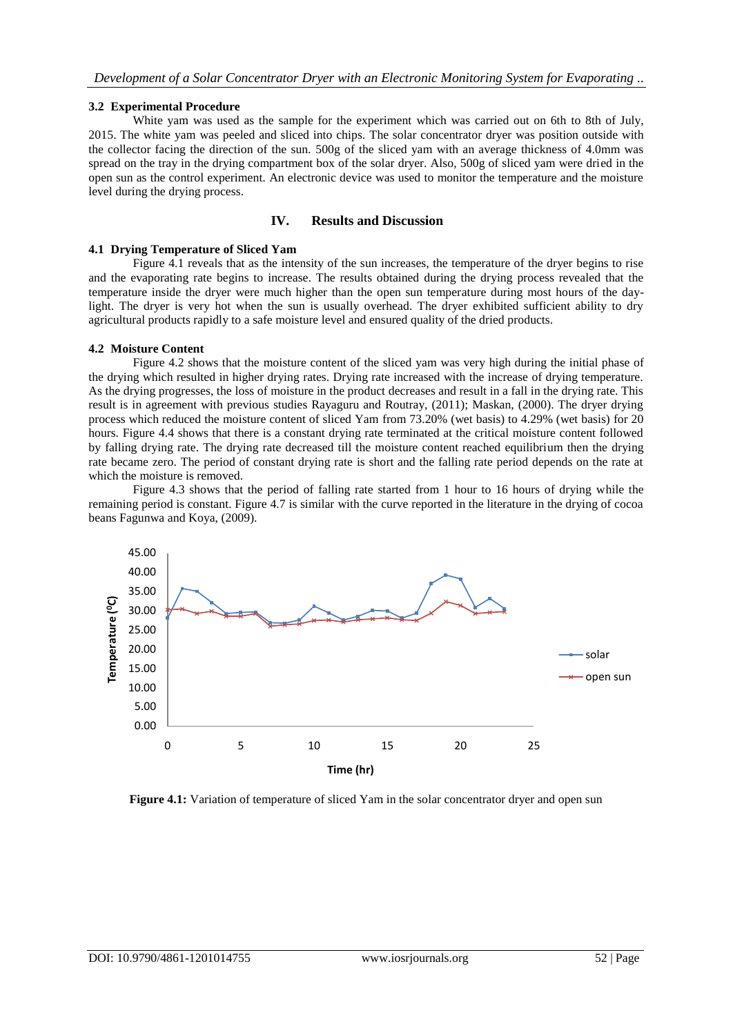### 3.2 Experimental Procedure

White yam was used as the sample for the experiment which was carried out on 6th to 8th of July, 2015. The white yam was peeled and sliced into chips. The solar concentrator dryer was position outside with the collector facing the direction of the sun. 500g of the sliced yam with an average thickness of 4.0mm was spread on the tray in the drying compartment box of the solar dryer. Also, 500g of sliced yam were dried in the open sun as the control experiment. An electronic device was used to monitor the temperature and the moisture level during the drying process.

## IV. Results and Discussion

### 4.1 Drying Temperature of Sliced Yam

Figure 4.1 reveals that as the intensity of the sun increases, the temperature of the dryer begins to rise and the evaporating rate begins to increase. The results obtained during the drying process revealed that the temperature inside the dryer were much higher than the open sun temperature during most hours of the day-light. The dryer is very hot when the sun is usually overhead. The dryer exhibited sufficient ability to dry agricultural products rapidly to a safe moisture level and ensured quality of the dried products.

### 4.2 Moisture Content

Figure 4.2 shows that the moisture content of the sliced yam was very high during the initial phase of the drying which resulted in higher drying rates. Drying rate increased with the increase of drying temperature. As the drying progresses, the loss of moisture in the product decreases and result in a fall in the drying rate. This result is in agreement with previous studies Rayaguru and Routray, (2011); Maskan, (2000). The dryer drying process which reduced the moisture content of sliced Yam from 73.20% (wet basis) to 4.29% (wet basis) for 20 hours. Figure 4.4 shows that there is a constant drying rate terminated at the critical moisture content followed by falling drying rate. The drying rate decreased till the moisture content reached equilibrium then the drying rate became zero. The period of constant drying rate is short and the falling rate period depends on the rate at which the moisture is removed.

Figure 4.3 shows that the period of falling rate started from 1 hour to 16 hours of drying while the remaining period is constant. Figure 4.7 is similar with the curve reported in the literature in the drying of cocoa beans Fagunwa and Koya, (2009).

**Figure 4.1:** Variation of temperature of sliced Yam in the solar concentrator dryer and open sun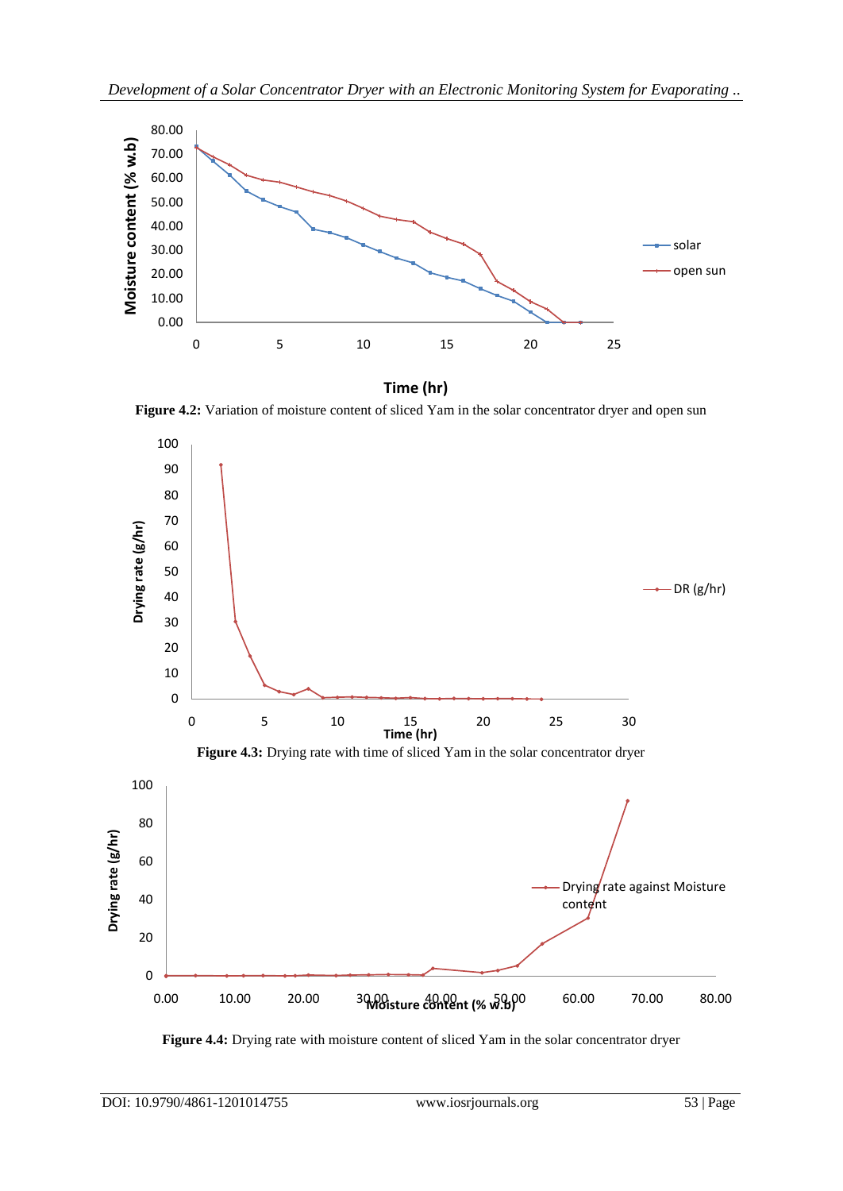**Figure 4.2:** Variation of moisture content of sliced Yam in the solar concentrator dryer and open sun

**Figure 4.3:** Drying rate with time of sliced Yam in the solar concentrator dryer

**Figure 4.4:** Drying rate with moisture content of sliced Yam in the solar concentrator dryer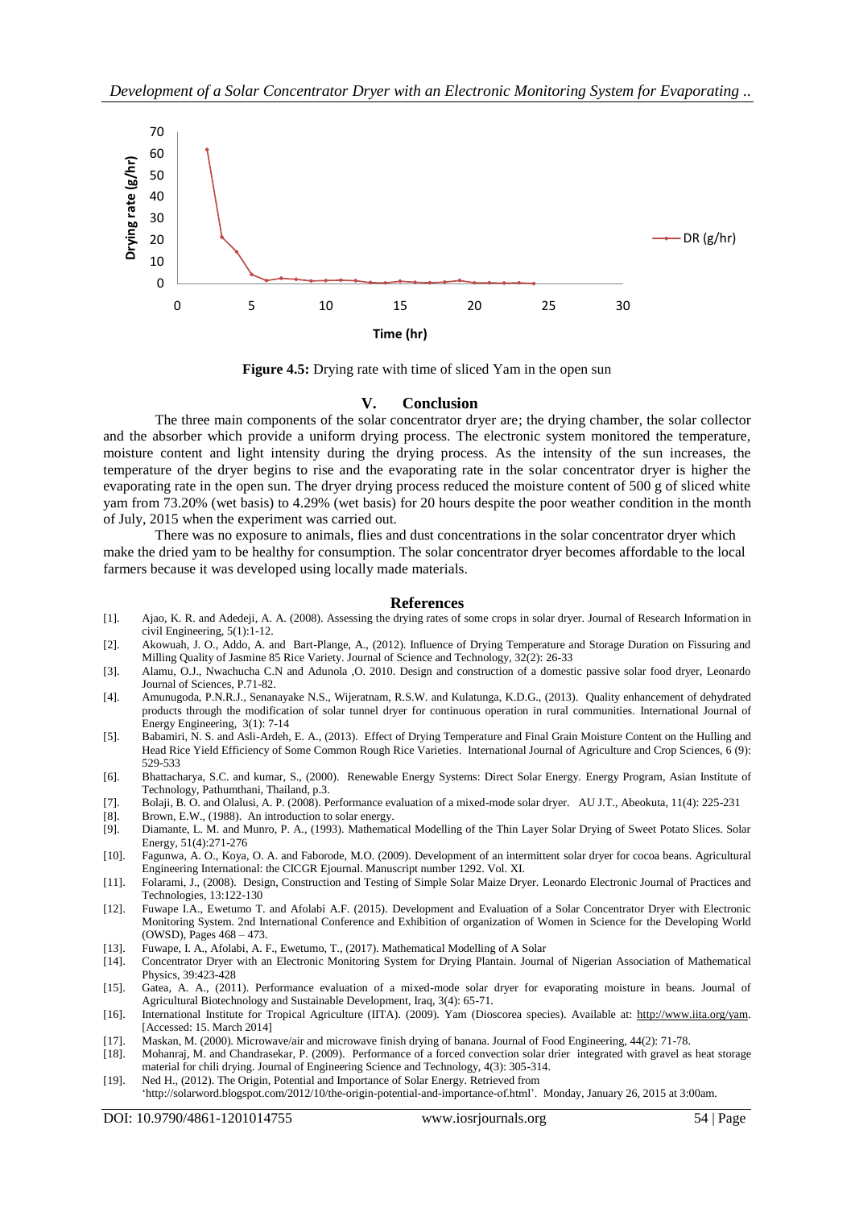Figure 4.5: Drying rate with time of sliced Yam in the open sun

## V. Conclusion

The three main components of the solar concentrator dryer are; the drying chamber, the solar collector and the absorber which provide a uniform drying process. The electronic system monitored the temperature, moisture content and light intensity during the drying process. As the intensity of the sun increases, the temperature of the dryer begins to rise and the evaporating rate in the solar concentrator dryer is higher the evaporating rate in the open sun. The dryer drying process reduced the moisture content of 500 g of sliced white yam from 73.20% (wet basis) to 4.29% (wet basis) for 20 hours despite the poor weather condition in the month of July, 2015 when the experiment was carried out.

There was no exposure to animals, flies and dust concentrations in the solar concentrator dryer which make the dried yam to be healthy for consumption. The solar concentrator dryer becomes affordable to the local farmers because it was developed using locally made materials.

## References

[1]. Ajao, K. R. and Adedeji, A. A. (2008). Assessing the drying rates of some crops in solar dryer. Journal of Research Information in civil Engineering, 5(1):1-12.

[2]. Akowuah, J. O., Addo, A. and Bart-Plange, A., (2012). Influence of Drying Temperature and Storage Duration on Fissuring and Milling Quality of Jasmine 85 Rice Variety. Journal of Science and Technology, 32(2): 26-33

[3]. Alamu, O.J., Nwachucha C.N and Adunola ,O. 2010. Design and construction of a domestic passive solar food dryer, Leonardo Journal of Sciences, P.71-82.

[4]. Amunugoda, P.N.R.J., Senanayake N.S., Wijeratnam, R.S.W. and Kulatunga, K.D.G., (2013). Quality enhancement of dehydrated products through the modification of solar tunnel dryer for continuous operation in rural communities. International Journal of Energy Engineering, 3(1): 7-14

[5]. Babamiri, N. S. and Asli-Ardeh, E. A., (2013). Effect of Drying Temperature and Final Grain Moisture Content on the Hulling and Head Rice Yield Efficiency of Some Common Rough Rice Varieties. International Journal of Agriculture and Crop Sciences, 6 (9): 529-533

[6]. Bhattacharya, S.C. and kumar, S., (2000). Renewable Energy Systems: Direct Solar Energy. Energy Program, Asian Institute of Technology, Pathumthani, Thailand, p.3.

[7]. Bolaji, B. O. and Olalusi, A. P. (2008). Performance evaluation of a mixed-mode solar dryer. AU J.T., Abeokuta, 11(4): 225-231

[8]. Brown, E.W., (1988). An introduction to solar energy.

[9]. Diamante, L. M. and Munro, P. A., (1993). Mathematical Modelling of the Thin Layer Solar Drying of Sweet Potato Slices. Solar Energy, 51(4):271-276

[10]. Fagunwa, A. O., Koya, O. A. and Faborode, M.O. (2009). Development of an intermittent solar dryer for cocoa beans. Agricultural Engineering International: the CICGR Ejournal. Manuscript number 1292. Vol. XI.

[11]. Folarami, J., (2008). Design, Construction and Testing of Simple Solar Maize Dryer. Leonardo Electronic Journal of Practices and Technologies, 13:122-130

[12]. Fuwape I.A., Ewetumo T. and Afolabi A.F. (2015). Development and Evaluation of a Solar Concentrator Dryer with Electronic Monitoring System. 2nd International Conference and Exhibition of organization of Women in Science for the Developing World (OWSD), Pages 468 – 473.

[13]. Fuwape, I. A., Afolabi, A. F., Ewetumo, T., (2017). Mathematical Modelling of A Solar

[14]. Concentrator Dryer with an Electronic Monitoring System for Drying Plantain. Journal of Nigerian Association of Mathematical Physics, 39:423-428

[15]. Gatea, A. A., (2011). Performance evaluation of a mixed-mode solar dryer for evaporating moisture in beans. Journal of Agricultural Biotechnology and Sustainable Development, Iraq, 3(4): 65-71.

[16]. International Institute for Tropical Agriculture (IITA). (2009). Yam (Dioscorea species). Available at: http://www.iita.org/yam. [Accessed: 15. March 2014]

[17]. Maskan, M. (2000). Microwave/air and microwave finish drying of banana. Journal of Food Engineering, 44(2): 71-78.

[18]. Mohanraj, M. and Chandrasekar, P. (2009). Performance of a forced convection solar drier integrated with gravel as heat storage material for chili drying. Journal of Engineering Science and Technology, 4(3): 305-314.

[19]. Ned H., (2012). The Origin, Potential and Importance of Solar Energy. Retrieved from 'http://solarword.blogspot.com/2012/10/the-origin-potential-and-importance-of.html'. Monday, January 26, 2015 at 3:00am.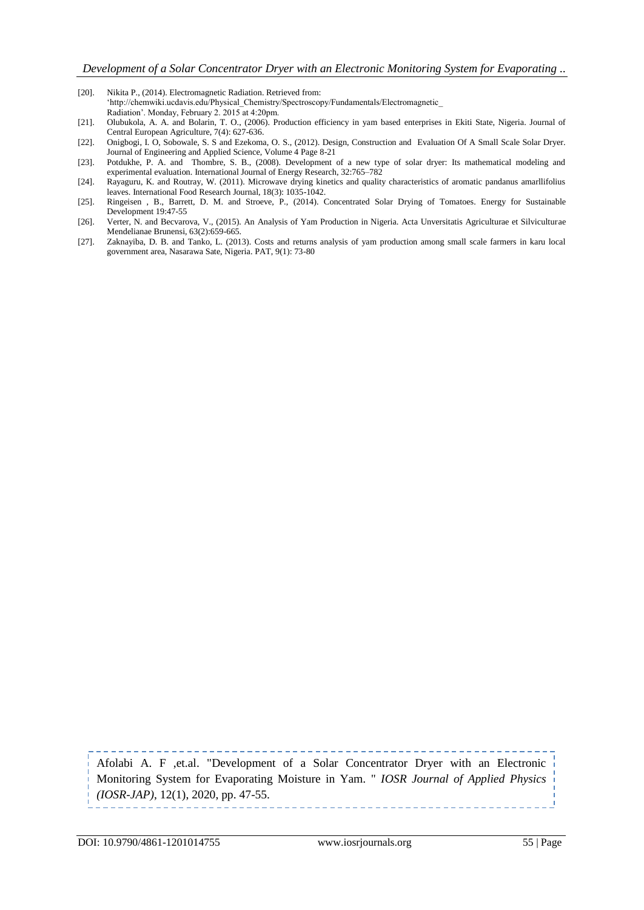[20]. Nikita P., (2014). Electromagnetic Radiation. Retrieved from: 'http://chemwiki.ucdavis.edu/Physical_Chemistry/Spectroscopy/Fundamentals/Electromagnetic_ Radiation'. Monday, February 2. 2015 at 4:20pm.

[21]. Olubukola, A. A. and Bolarin, T. O., (2006). Production efficiency in yam based enterprises in Ekiti State, Nigeria. Journal of Central European Agriculture, 7(4): 627-636.

[22]. Onigbogi, I. O, Sobowale, S. S and Ezekoma, O. S., (2012). Design, Construction and Evaluation Of A Small Scale Solar Dryer. Journal of Engineering and Applied Science, Volume 4 Page 8-21

[23]. Potdukhe, P. A. and Thombre, S. B., (2008). Development of a new type of solar dryer: Its mathematical modeling and experimental evaluation. International Journal of Energy Research, 32:765–782

[24]. Rayaguru, K. and Routray, W. (2011). Microwave drying kinetics and quality characteristics of aromatic pandanus amarllifolius leaves. International Food Research Journal, 18(3): 1035-1042.

[25]. Ringeisen , B., Barrett, D. M. and Stroeve, P., (2014). Concentrated Solar Drying of Tomatoes. Energy for Sustainable Development 19:47-55

[26]. Verter, N. and Becvarova, V., (2015). An Analysis of Yam Production in Nigeria. Acta Unversitatis Agriculturae et Silviculturae Mendelianae Brunensi, 63(2):659-665.

[27]. Zaknayiba, D. B. and Tanko, L. (2013). Costs and returns analysis of yam production among small scale farmers in karu local government area, Nasarawa Sate, Nigeria. PAT, 9(1): 73-80

Afolabi A. F ,et.al. "Development of a Solar Concentrator Dryer with an Electronic Monitoring System for Evaporating Moisture in Yam. " *IOSR Journal of Applied Physics (IOSR-JAP)*, 12(1), 2020, pp. 47-55.